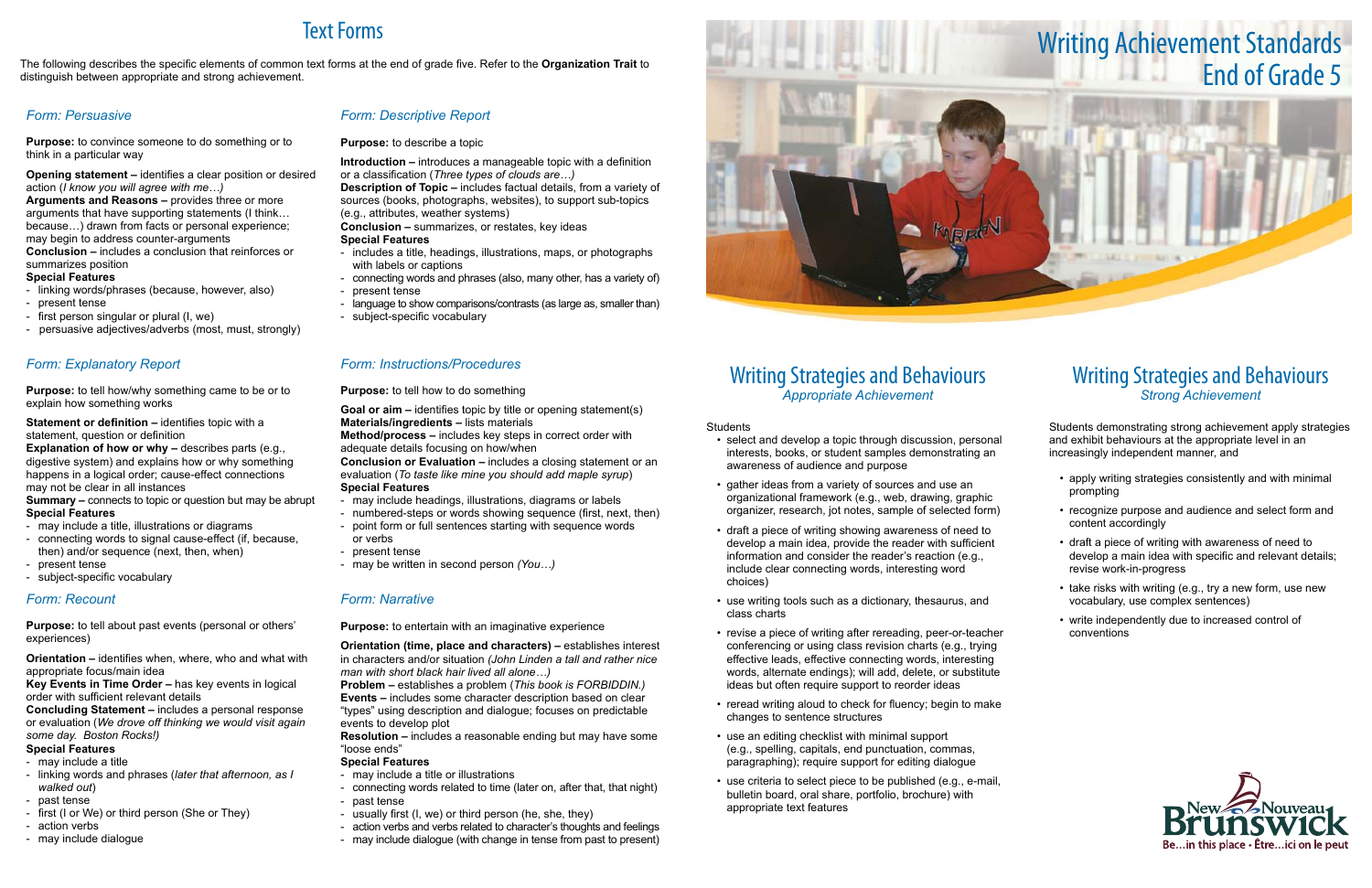# Text Forms

The following describes the specific elements of common text forms at the end of grade five. Refer to the **Organization Trait** to distinguish between appropriate and strong achievement.

### *Form: Persuasive*

**Purpose:** to convince someone to do something or to think in a particular way

**Opening statement –** identifies a clear position or desired action (*I know you will agree with me…)*
**Arguments and Reasons –** provides three or more arguments that have supporting statements (I think… because…) drawn from facts or personal experience; may begin to address counter-arguments
**Conclusion –** includes a conclusion that reinforces or summarizes position
**Special Features**
- linking words/phrases (because, however, also)
- present tense
- first person singular or plural (I, we)
- persuasive adjectives/adverbs (most, must, strongly)

### *Form: Explanatory Report*

**Purpose:** to tell how/why something came to be or to explain how something works

**Statement or definition –** identifies topic with a statement, question or definition
**Explanation of how or why –** describes parts (e.g., digestive system) and explains how or why something happens in a logical order; cause-effect connections may not be clear in all instances
**Summary –** connects to topic or question but may be abrupt
**Special Features**
- may include a title, illustrations or diagrams
- connecting words to signal cause-effect (if, because, then) and/or sequence (next, then, when)
- present tense
- subject-specific vocabulary

### *Form: Recount*

**Purpose:** to tell about past events (personal or others' experiences)

**Orientation –** identifies when, where, who and what with appropriate focus/main idea
**Key Events in Time Order –** has key events in logical order with sufficient relevant details
**Concluding Statement –** includes a personal response or evaluation (*We drove off thinking we would visit again some day. Boston Rocks!)*
**Special Features**
- may include a title
- linking words and phrases (*later that afternoon, as I walked out*)
- past tense
- first (I or We) or third person (She or They)
- action verbs
- may include dialogue

### *Form: Descriptive Report*

**Purpose:** to describe a topic

**Introduction –** introduces a manageable topic with a definition or a classification (*Three types of clouds are…)*
**Description of Topic –** includes factual details, from a variety of sources (books, photographs, websites), to support sub-topics (e.g., attributes, weather systems)
**Conclusion –** summarizes, or restates, key ideas
**Special Features**
- includes a title, headings, illustrations, maps, or photographs with labels or captions
- connecting words and phrases (also, many other, has a variety of)
- present tense
- language to show comparisons/contrasts (as large as, smaller than)
- subject-specific vocabulary

### *Form: Instructions/Procedures*

**Purpose:** to tell how to do something

**Goal or aim –** identifies topic by title or opening statement(s)
**Materials/ingredients –** lists materials
**Method/process –** includes key steps in correct order with adequate details focusing on how/when
**Conclusion or Evaluation –** includes a closing statement or an evaluation (*To taste like mine you should add maple syrup*)
**Special Features**
- may include headings, illustrations, diagrams or labels
- numbered-steps or words showing sequence (first, next, then)
- point form or full sentences starting with sequence words or verbs
- present tense
- may be written in second person *(You…)*

### *Form: Narrative*

**Purpose:** to entertain with an imaginative experience

**Orientation (time, place and characters) –** establishes interest in characters and/or situation *(John Linden a tall and rather nice man with short black hair lived all alone…)*
**Problem –** establishes a problem (*This book is FORBIDDIN.)*
**Events –** includes some character description based on clear "types" using description and dialogue; focuses on predictable events to develop plot
**Resolution –** includes a reasonable ending but may have some "loose ends"
**Special Features**
- may include a title or illustrations
- connecting words related to time (later on, after that, that night)
- past tense
- usually first (I, we) or third person (he, she, they)
- action verbs and verbs related to character's thoughts and feelings
- may include dialogue (with change in tense from past to present)

# Writing Achievement Standards End of Grade 5

## Writing Strategies and Behaviours
*Appropriate Achievement*

Students
- select and develop a topic through discussion, personal interests, books, or student samples demonstrating an awareness of audience and purpose
- gather ideas from a variety of sources and use an organizational framework (e.g., web, drawing, graphic organizer, research, jot notes, sample of selected form)
- draft a piece of writing showing awareness of need to develop a main idea, provide the reader with sufficient information and consider the reader's reaction (e.g., include clear connecting words, interesting word choices)
- use writing tools such as a dictionary, thesaurus, and class charts
- revise a piece of writing after rereading, peer-or-teacher conferencing or using class revision charts (e.g., trying effective leads, effective connecting words, interesting words, alternate endings); will add, delete, or substitute ideas but often require support to reorder ideas
- reread writing aloud to check for fluency; begin to make changes to sentence structures
- use an editing checklist with minimal support (e.g., spelling, capitals, end punctuation, commas, paragraphing); require support for editing dialogue
- use criteria to select piece to be published (e.g., e-mail, bulletin board, oral share, portfolio, brochure) with appropriate text features

## Writing Strategies and Behaviours
*Strong Achievement*

Students demonstrating strong achievement apply strategies and exhibit behaviours at the appropriate level in an increasingly independent manner, and

- apply writing strategies consistently and with minimal prompting
- recognize purpose and audience and select form and content accordingly
- draft a piece of writing with awareness of need to develop a main idea with specific and relevant details; revise work-in-progress
- take risks with writing (e.g., try a new form, use new vocabulary, use complex sentences)
- write independently due to increased control of conventions

New Nouveau Brunswick
Be…in this place • Être…ici on le peut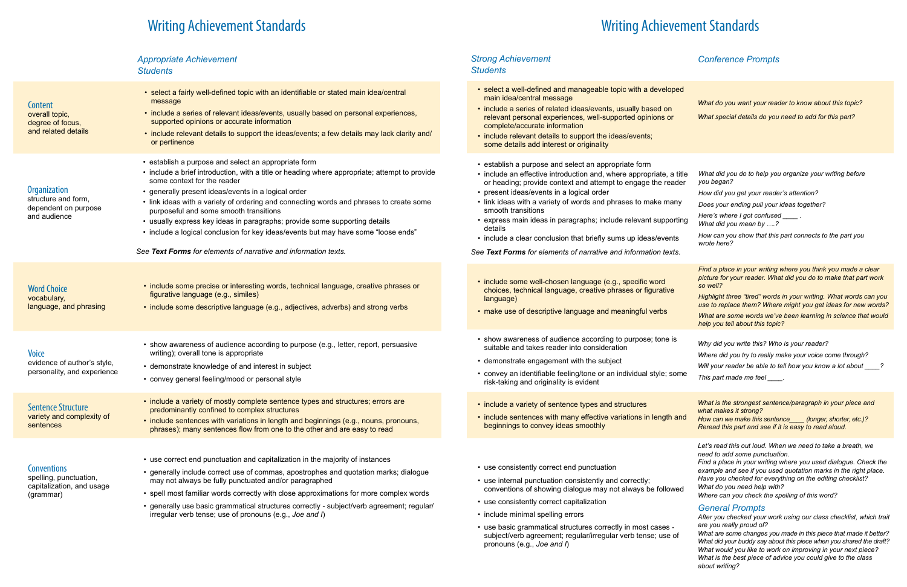# Writing Achievement Standards

| | *Appropriate Achievement Students* | *Strong Achievement Students* | *Conference Prompts* |
|---|---|---|---|
| **Content**<br>overall topic, degree of focus, and related details | • select a fairly well-defined topic with an identifiable or stated main idea/central message<br>• include a series of relevant ideas/events, usually based on personal experiences, supported opinions or accurate information<br>• include relevant details to support the ideas/events; a few details may lack clarity and/or pertinence | • select a well-defined and manageable topic with a developed main idea/central message<br>• include a series of related ideas/events, usually based on relevant personal experiences, well-supported opinions or complete/accurate information<br>• include relevant details to support the ideas/events; some details add interest or originality | *What do you want your reader to know about this topic?*<br>*What special details do you need to add for this part?* |
| **Organization**<br>structure and form, dependent on purpose and audience | • establish a purpose and select an appropriate form<br>• include a brief introduction, with a title or heading where appropriate; attempt to provide some context for the reader<br>• generally present ideas/events in a logical order<br>• link ideas with a variety of ordering and connecting words and phrases to create some purposeful and some smooth transitions<br>• usually express key ideas in paragraphs; provide some supporting details<br>• include a logical conclusion for key ideas/events but may have some "loose ends"<br><br>*See **Text Forms** for elements of narrative and information texts.* | • establish a purpose and select an appropriate form<br>• include an effective introduction and, where appropriate, a title or heading; provide context and attempt to engage the reader<br>• present ideas/events in a logical order<br>• link ideas with a variety of words and phrases to make many smooth transitions<br>• express main ideas in paragraphs; include relevant supporting details<br>• include a clear conclusion that briefly sums up ideas/events<br><br>*See **Text Forms** for elements of narrative and information texts.* | *What did you do to help you organize your writing before you began?*<br>*How did you get your reader's attention?*<br>*Does your ending pull your ideas together?*<br>*Here's where I got confused ____ .*<br>*What did you mean by ….?*<br>*How can you show that this part connects to the part you wrote here?* |
| **Word Choice**<br>vocabulary, language, and phrasing | • include some precise or interesting words, technical language, creative phrases or figurative language (e.g., similes)<br>• include some descriptive language (e.g., adjectives, adverbs) and strong verbs | • include some well-chosen language (e.g., specific word choices, technical language, creative phrases or figurative language)<br>• make use of descriptive language and meaningful verbs | *Find a place in your writing where you think you made a clear picture for your reader. What did you do to make that part work so well?*<br>*Highlight three "tired" words in your writing. What words can you use to replace them? Where might you get ideas for new words?*<br>*What are some words we've been learning in science that would help you tell about this topic?* |
| **Voice**<br>evidence of author's style, personality, and experience | • show awareness of audience according to purpose (e.g., letter, report, persuasive writing); overall tone is appropriate<br>• demonstrate knowledge of and interest in subject<br>• convey general feeling/mood or personal style | • show awareness of audience according to purpose; tone is suitable and takes reader into consideration<br>• demonstrate engagement with the subject<br>• convey an identifiable feeling/tone or an individual style; some risk-taking and originality is evident | *Why did you write this? Who is your reader?*<br>*Where did you try to really make your voice come through?*<br>*Will your reader be able to tell how you know a lot about ____?*<br>*This part made me feel ____.* |
| **Sentence Structure**<br>variety and complexity of sentences | • include a variety of mostly complete sentence types and structures; errors are predominantly confined to complex structures<br>• include sentences with variations in length and beginnings (e.g., nouns, pronouns, phrases); many sentences flow from one to the other and are easy to read | • include a variety of sentence types and structures<br>• include sentences with many effective variations in length and beginnings to convey ideas smoothly | *What is the strongest sentence/paragraph in your piece and what makes it strong?*<br>*How can we make this sentence____ (longer, shorter, etc.)?*<br>*Reread this part and see if it is easy to read aloud.* |
| **Conventions**<br>spelling, punctuation, capitalization, and usage (grammar) | • use correct end punctuation and capitalization in the majority of instances<br>• generally include correct use of commas, apostrophes and quotation marks; dialogue may not always be fully punctuated and/or paragraphed<br>• spell most familiar words correctly with close approximations for more complex words<br>• generally use basic grammatical structures correctly - subject/verb agreement; regular/irregular verb tense; use of pronouns (e.g., *Joe and I*) | • use consistently correct end punctuation<br>• use internal punctuation consistently and correctly; conventions of showing dialogue may not always be followed<br>• use consistently correct capitalization<br>• include minimal spelling errors<br>• use basic grammatical structures correctly in most cases - subject/verb agreement; regular/irregular verb tense; use of pronouns (e.g., *Joe and I*) | *Let's read this out loud. When we need to take a breath, we need to add some punctuation.*<br>*Find a place in your writing where you used dialogue. Check the example and see if you used quotation marks in the right place.*<br>*Have you checked for everything on the editing checklist?*<br>*What do you need help with?*<br>*Where can you check the spelling of this word?* |

### *General Prompts*

*After you checked your work using our class checklist, which trait are you really proud of?*
*What are some changes you made in this piece that made it better?*
*What did your buddy say about this piece when you shared the draft?*
*What would you like to work on improving in your next piece?*
*What is the best piece of advice you could give to the class about writing?*